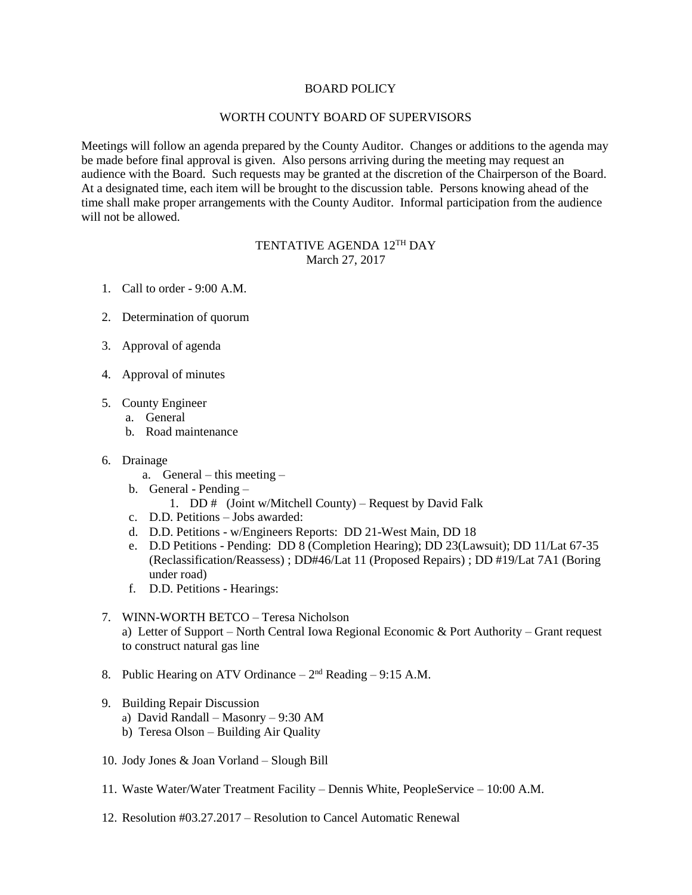# BOARD POLICY

## WORTH COUNTY BOARD OF SUPERVISORS

Meetings will follow an agenda prepared by the County Auditor. Changes or additions to the agenda may be made before final approval is given. Also persons arriving during the meeting may request an audience with the Board. Such requests may be granted at the discretion of the Chairperson of the Board. At a designated time, each item will be brought to the discussion table. Persons knowing ahead of the time shall make proper arrangements with the County Auditor. Informal participation from the audience will not be allowed.

## TENTATIVE AGENDA 12TH DAY
March 27, 2017

1. Call to order - 9:00 A.M.

2. Determination of quorum

3. Approval of agenda

4. Approval of minutes

5. County Engineer
   a. General
   b. Road maintenance

6. Drainage
   a. General – this meeting –
   b. General - Pending –
      1. DD # (Joint w/Mitchell County) – Request by David Falk
   c. D.D. Petitions – Jobs awarded:
   d. D.D. Petitions - w/Engineers Reports: DD 21-West Main, DD 18
   e. D.D Petitions - Pending: DD 8 (Completion Hearing); DD 23(Lawsuit); DD 11/Lat 67-35 (Reclassification/Reassess) ; DD#46/Lat 11 (Proposed Repairs) ; DD #19/Lat 7A1 (Boring under road)
   f. D.D. Petitions - Hearings:

7. WINN-WORTH BETCO – Teresa Nicholson
   a) Letter of Support – North Central Iowa Regional Economic & Port Authority – Grant request to construct natural gas line

8. Public Hearing on ATV Ordinance – 2nd Reading – 9:15 A.M.

9. Building Repair Discussion
   a) David Randall – Masonry – 9:30 AM
   b) Teresa Olson – Building Air Quality

10. Jody Jones & Joan Vorland – Slough Bill

11. Waste Water/Water Treatment Facility – Dennis White, PeopleService – 10:00 A.M.

12. Resolution #03.27.2017 – Resolution to Cancel Automatic Renewal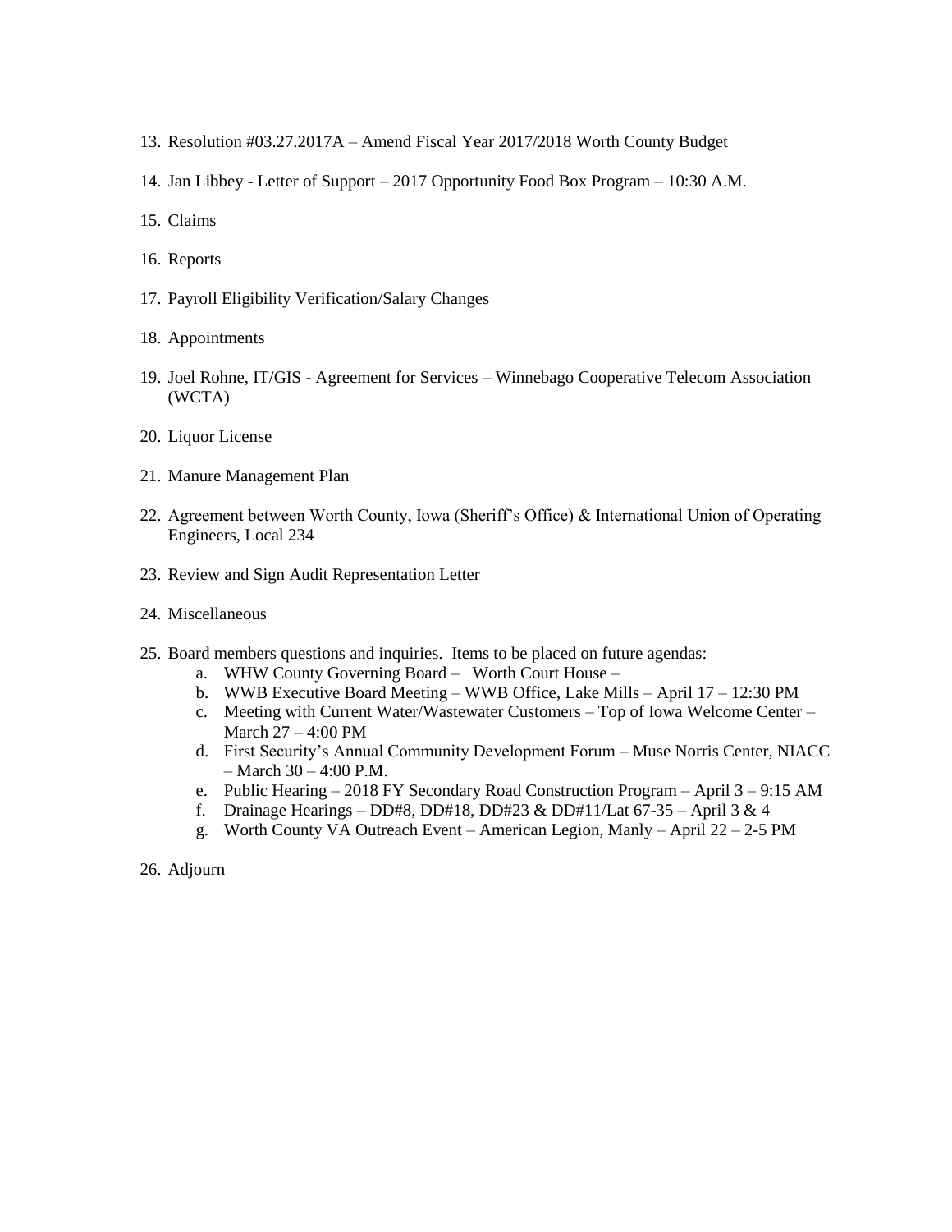13. Resolution #03.27.2017A – Amend Fiscal Year 2017/2018 Worth County Budget
14. Jan Libbey - Letter of Support – 2017 Opportunity Food Box Program – 10:30 A.M.
15. Claims
16. Reports
17. Payroll Eligibility Verification/Salary Changes
18. Appointments
19. Joel Rohne, IT/GIS - Agreement for Services – Winnebago Cooperative Telecom Association (WCTA)
20. Liquor License
21. Manure Management Plan
22. Agreement between Worth County, Iowa (Sheriff's Office) & International Union of Operating Engineers, Local 234
23. Review and Sign Audit Representation Letter
24. Miscellaneous
25. Board members questions and inquiries. Items to be placed on future agendas:
    a. WHW County Governing Board – Worth Court House –
    b. WWB Executive Board Meeting – WWB Office, Lake Mills – April 17 – 12:30 PM
    c. Meeting with Current Water/Wastewater Customers – Top of Iowa Welcome Center – March 27 – 4:00 PM
    d. First Security's Annual Community Development Forum – Muse Norris Center, NIACC – March 30 – 4:00 P.M.
    e. Public Hearing – 2018 FY Secondary Road Construction Program – April 3 – 9:15 AM
    f. Drainage Hearings – DD#8, DD#18, DD#23 & DD#11/Lat 67-35 – April 3 & 4
    g. Worth County VA Outreach Event – American Legion, Manly – April 22 – 2-5 PM
26. Adjourn